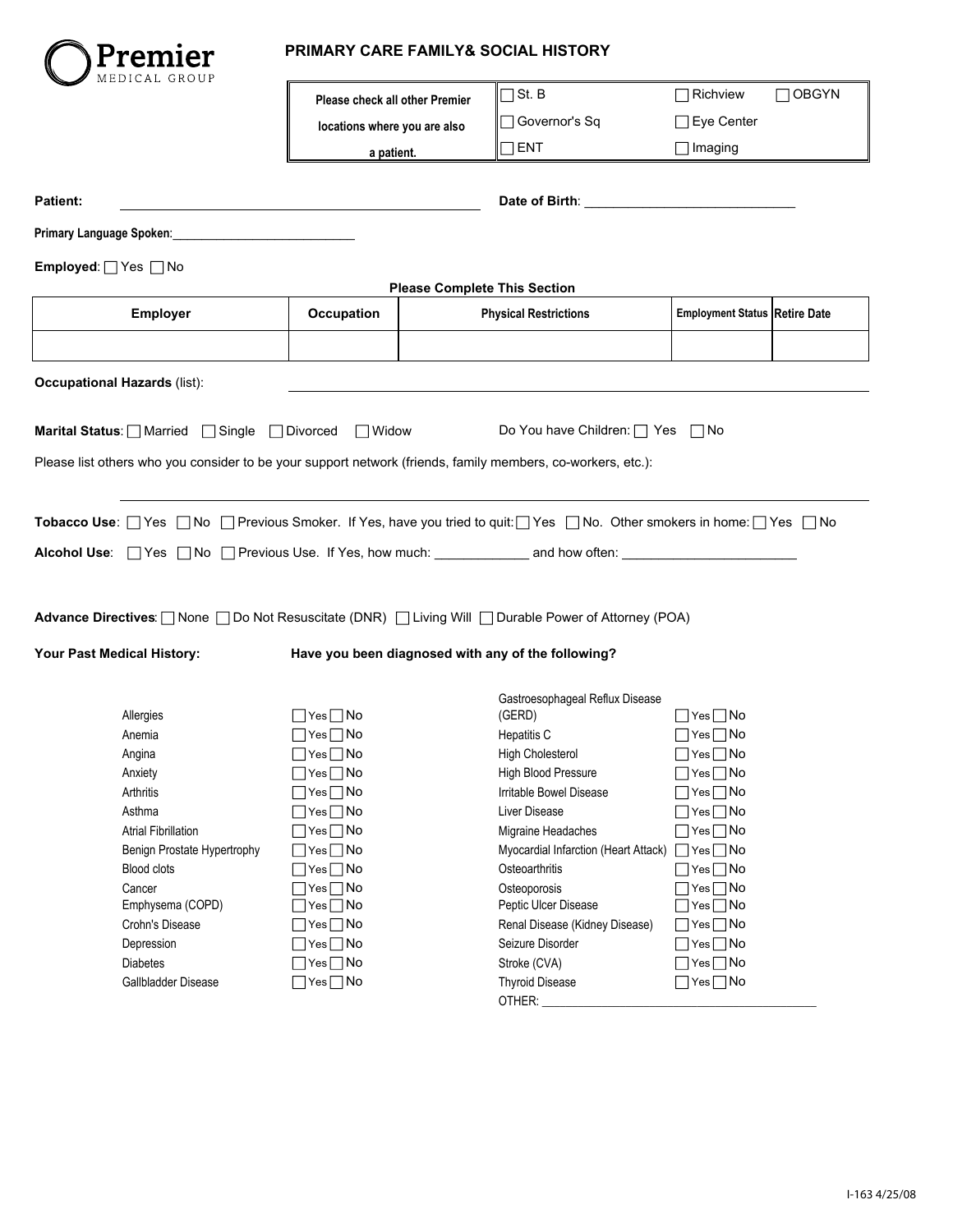**Premier** MEDICAL GROUP

# PRIMARY CARE FAMILY& SOCIAL HISTORY

| Please check all other Premier locations where you are also a patient. | ☐ St. B | ☐ Richview | ☐ OBGYN |
|---|---|---|---|
| | ☐ Governor's Sq | ☐ Eye Center | |
| | ☐ ENT | ☐ Imaging | |

**Patient:** ______________________________ **Date of Birth**: ______________________________

**Primary Language Spoken**: ______________________________

**Employed**: ☐ Yes ☐ No

**Please Complete This Section**

| Employer | Occupation | Physical Restrictions | Employment Status | Retire Date |
|---|---|---|---|---|
| | | | | |

**Occupational Hazards** (list): ______________________________

**Marital Status**: ☐ Married ☐ Single ☐ Divorced ☐ Widow Do You have Children: ☐ Yes ☐ No

Please list others who you consider to be your support network (friends, family members, co-workers, etc.):

______________________________

**Tobacco Use**: ☐ Yes ☐ No ☐ Previous Smoker. If Yes, have you tried to quit: ☐ Yes ☐ No. Other smokers in home: ☐ Yes ☐ No

**Alcohol Use**: ☐ Yes ☐ No ☐ Previous Use. If Yes, how much: ____________ and how often: ______________________

**Advance Directives**: ☐ None ☐ Do Not Resuscitate (DNR) ☐ Living Will ☐ Durable Power of Attorney (POA)

**Your Past Medical History:** **Have you been diagnosed with any of the following?**

| Condition | Yes / No | Condition | Yes / No |
|---|---|---|---|
| Allergies | ☐ Yes ☐ No | Gastroesophageal Reflux Disease (GERD) | ☐ Yes ☐ No |
| Anemia | ☐ Yes ☐ No | Hepatitis C | ☐ Yes ☐ No |
| Angina | ☐ Yes ☐ No | High Cholesterol | ☐ Yes ☐ No |
| Anxiety | ☐ Yes ☐ No | High Blood Pressure | ☐ Yes ☐ No |
| Arthritis | ☐ Yes ☐ No | Irritable Bowel Disease | ☐ Yes ☐ No |
| Asthma | ☐ Yes ☐ No | Liver Disease | ☐ Yes ☐ No |
| Atrial Fibrillation | ☐ Yes ☐ No | Migraine Headaches | ☐ Yes ☐ No |
| Benign Prostate Hypertrophy | ☐ Yes ☐ No | Myocardial Infarction (Heart Attack) | ☐ Yes ☐ No |
| Blood clots | ☐ Yes ☐ No | Osteoarthritis | ☐ Yes ☐ No |
| Cancer | ☐ Yes ☐ No | Osteoporosis | ☐ Yes ☐ No |
| Emphysema (COPD) | ☐ Yes ☐ No | Peptic Ulcer Disease | ☐ Yes ☐ No |
| Crohn's Disease | ☐ Yes ☐ No | Renal Disease (Kidney Disease) | ☐ Yes ☐ No |
| Depression | ☐ Yes ☐ No | Seizure Disorder | ☐ Yes ☐ No |
| Diabetes | ☐ Yes ☐ No | Stroke (CVA) | ☐ Yes ☐ No |
| Gallbladder Disease | ☐ Yes ☐ No | Thyroid Disease | ☐ Yes ☐ No |
| | | OTHER: ______________________________ | |

I-163 4/25/08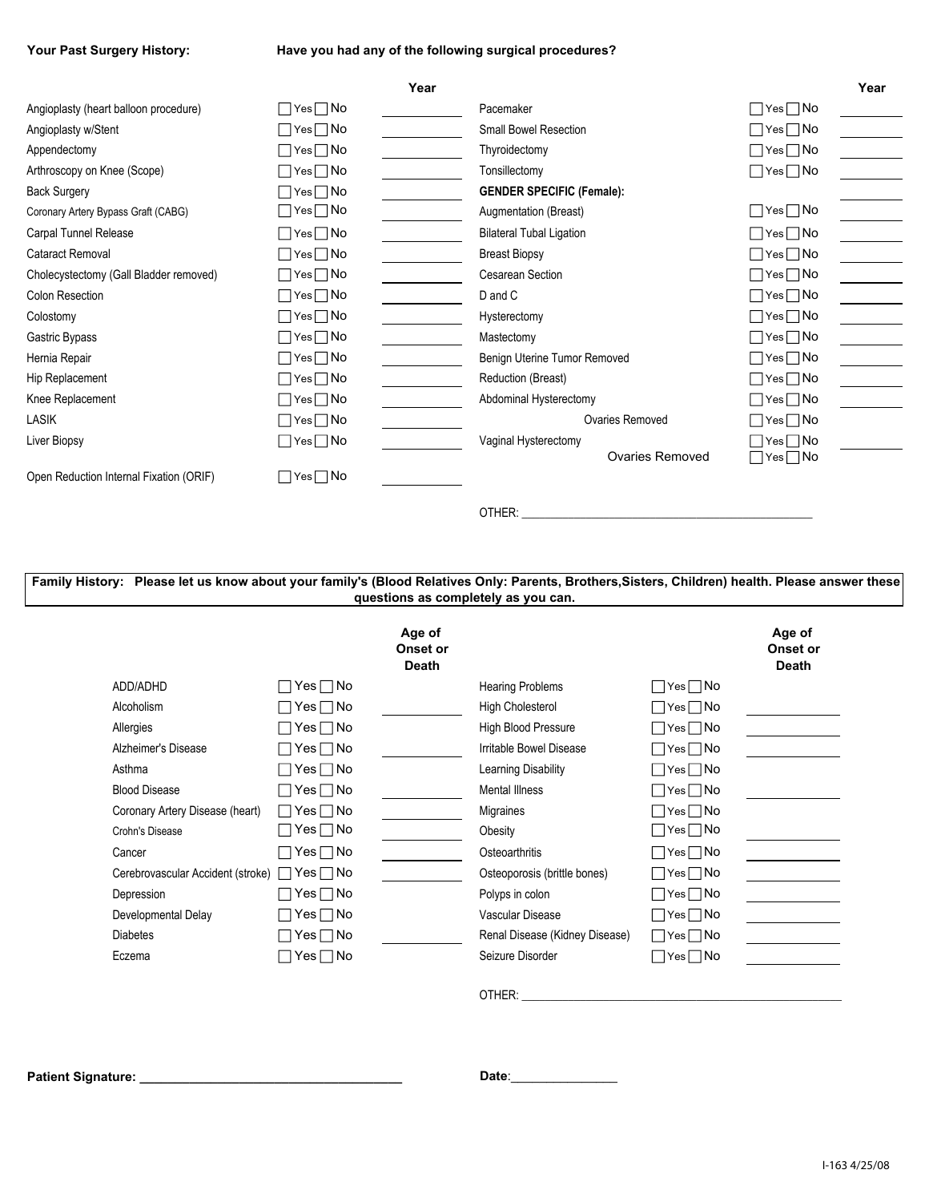**Your Past Surgery History:** **Have you had any of the following surgical procedures?**

| | | Year | | | Year |
|---|---|---|---|---|---|
| Angioplasty (heart balloon procedure) | ☐ Yes ☐ No | | Pacemaker | ☐ Yes ☐ No | |
| Angioplasty w/Stent | ☐ Yes ☐ No | | Small Bowel Resection | ☐ Yes ☐ No | |
| Appendectomy | ☐ Yes ☐ No | | Thyroidectomy | ☐ Yes ☐ No | |
| Arthroscopy on Knee (Scope) | ☐ Yes ☐ No | | Tonsillectomy | ☐ Yes ☐ No | |
| Back Surgery | ☐ Yes ☐ No | | **GENDER SPECIFIC (Female):** | | |
| Coronary Artery Bypass Graft (CABG) | ☐ Yes ☐ No | | Augmentation (Breast) | ☐ Yes ☐ No | |
| Carpal Tunnel Release | ☐ Yes ☐ No | | Bilateral Tubal Ligation | ☐ Yes ☐ No | |
| Cataract Removal | ☐ Yes ☐ No | | Breast Biopsy | ☐ Yes ☐ No | |
| Cholecystectomy (Gall Bladder removed) | ☐ Yes ☐ No | | Cesarean Section | ☐ Yes ☐ No | |
| Colon Resection | ☐ Yes ☐ No | | D and C | ☐ Yes ☐ No | |
| Colostomy | ☐ Yes ☐ No | | Hysterectomy | ☐ Yes ☐ No | |
| Gastric Bypass | ☐ Yes ☐ No | | Mastectomy | ☐ Yes ☐ No | |
| Hernia Repair | ☐ Yes ☐ No | | Benign Uterine Tumor Removed | ☐ Yes ☐ No | |
| Hip Replacement | ☐ Yes ☐ No | | Reduction (Breast) | ☐ Yes ☐ No | |
| Knee Replacement | ☐ Yes ☐ No | | Abdominal Hysterectomy | ☐ Yes ☐ No | |
| LASIK | ☐ Yes ☐ No | | Ovaries Removed | ☐ Yes ☐ No | |
| Liver Biopsy | ☐ Yes ☐ No | | Vaginal Hysterectomy | ☐ Yes ☐ No | |
| | | | Ovaries Removed | ☐ Yes ☐ No | |
| Open Reduction Internal Fixation (ORIF) | ☐ Yes ☐ No | | | | |

OTHER: ______________________________________________

**Family History: Please let us know about your family's (Blood Relatives Only: Parents, Brothers,Sisters, Children) health. Please answer these questions as completely as you can.**

| | | Age of Onset or Death | | | Age of Onset or Death |
|---|---|---|---|---|---|
| ADD/ADHD | ☐ Yes ☐ No | | Hearing Problems | ☐ Yes ☐ No | |
| Alcoholism | ☐ Yes ☐ No | | High Cholesterol | ☐ Yes ☐ No | |
| Allergies | ☐ Yes ☐ No | | High Blood Pressure | ☐ Yes ☐ No | |
| Alzheimer's Disease | ☐ Yes ☐ No | | Irritable Bowel Disease | ☐ Yes ☐ No | |
| Asthma | ☐ Yes ☐ No | | Learning Disability | ☐ Yes ☐ No | |
| Blood Disease | ☐ Yes ☐ No | | Mental Illness | ☐ Yes ☐ No | |
| Coronary Artery Disease (heart) | ☐ Yes ☐ No | | Migraines | ☐ Yes ☐ No | |
| Crohn's Disease | ☐ Yes ☐ No | | Obesity | ☐ Yes ☐ No | |
| Cancer | ☐ Yes ☐ No | | Osteoarthritis | ☐ Yes ☐ No | |
| Cerebrovascular Accident (stroke) | ☐ Yes ☐ No | | Osteoporosis (brittle bones) | ☐ Yes ☐ No | |
| Depression | ☐ Yes ☐ No | | Polyps in colon | ☐ Yes ☐ No | |
| Developmental Delay | ☐ Yes ☐ No | | Vascular Disease | ☐ Yes ☐ No | |
| Diabetes | ☐ Yes ☐ No | | Renal Disease (Kidney Disease) | ☐ Yes ☐ No | |
| Eczema | ☐ Yes ☐ No | | Seizure Disorder | ☐ Yes ☐ No | |

OTHER: ______________________________________________

**Patient Signature:** ____________________________________ **Date**:________________

I-163 4/25/08